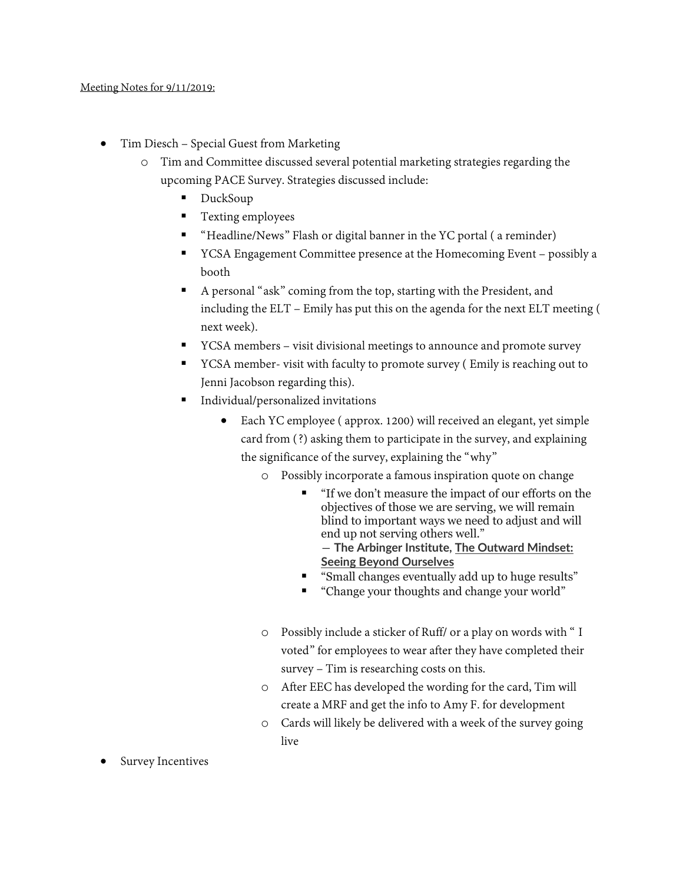<u>Meeting Notes for 9/11/2019:</u>

- Tim Diesch – Special Guest from Marketing
  - Tim and Committee discussed several potential marketing strategies regarding the upcoming PACE Survey. Strategies discussed include:
    - DuckSoup
    - Texting employees
    - "Headline/News" Flash or digital banner in the YC portal ( a reminder)
    - YCSA Engagement Committee presence at the Homecoming Event – possibly a booth
    - A personal "ask" coming from the top, starting with the President, and including the ELT – Emily has put this on the agenda for the next ELT meeting ( next week).
    - YCSA members – visit divisional meetings to announce and promote survey
    - YCSA member- visit with faculty to promote survey ( Emily is reaching out to Jenni Jacobson regarding this).
    - Individual/personalized invitations
      - Each YC employee ( approx. 1200) will received an elegant, yet simple card from (?) asking them to participate in the survey, and explaining the significance of the survey, explaining the "why"
        - Possibly incorporate a famous inspiration quote on change
          - "If we don't measure the impact of our efforts on the objectives of those we are serving, we will remain blind to important ways we need to adjust and will end up not serving others well."
            ― **The Arbinger Institute, <u>The Outward Mindset: Seeing Beyond Ourselves</u>**
          - "Small changes eventually add up to huge results"
          - "Change your thoughts and change your world"
        - Possibly include a sticker of Ruff/ or a play on words with " I voted" for employees to wear after they have completed their survey – Tim is researching costs on this.
        - After EEC has developed the wording for the card, Tim will create a MRF and get the info to Amy F. for development
        - Cards will likely be delivered with a week of the survey going live

- Survey Incentives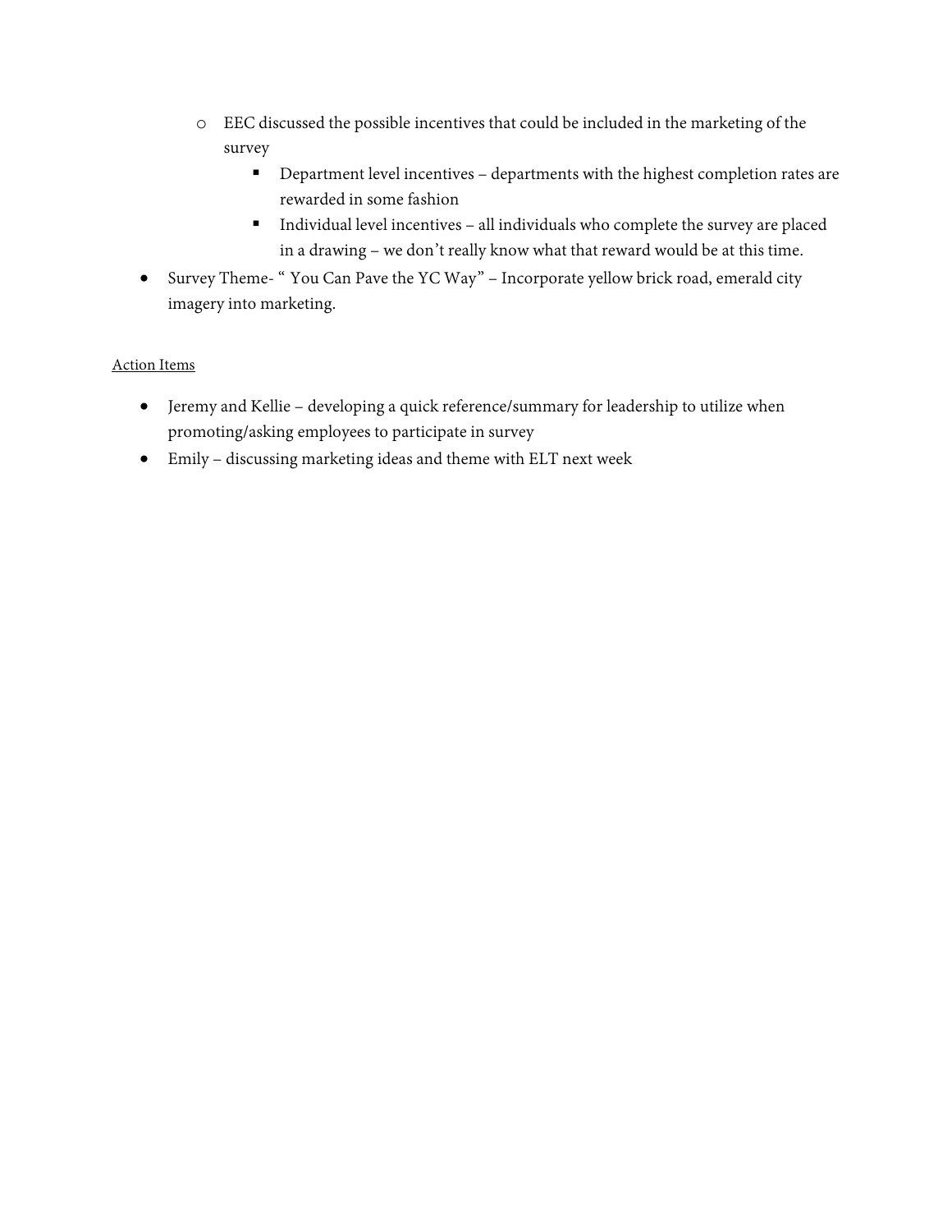- EEC discussed the possible incentives that could be included in the marketing of the survey
        - Department level incentives – departments with the highest completion rates are rewarded in some fashion
        - Individual level incentives – all individuals who complete the survey are placed in a drawing – we don't really know what that reward would be at this time.
- Survey Theme- " You Can Pave the YC Way" – Incorporate yellow brick road, emerald city imagery into marketing.

<u>Action Items</u>

- Jeremy and Kellie – developing a quick reference/summary for leadership to utilize when promoting/asking employees to participate in survey
- Emily – discussing marketing ideas and theme with ELT next week